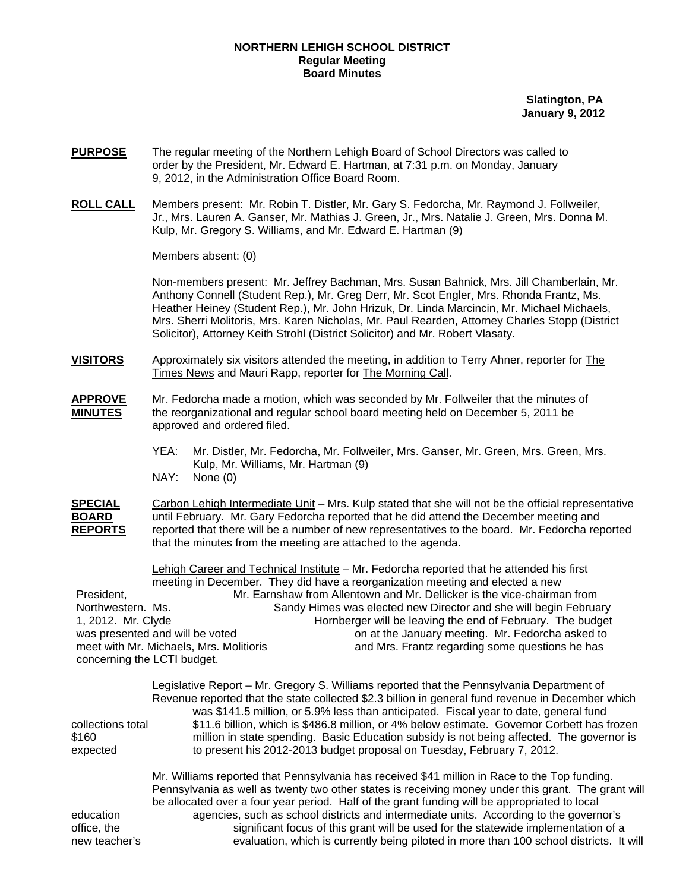**NORTHERN LEHIGH SCHOOL DISTRICT**
**Regular Meeting**
**Board Minutes**

**Slatington, PA**
**January 9, 2012**

**PURPOSE** The regular meeting of the Northern Lehigh Board of School Directors was called to order by the President, Mr. Edward E. Hartman, at 7:31 p.m. on Monday, January 9, 2012, in the Administration Office Board Room.

**ROLL CALL** Members present: Mr. Robin T. Distler, Mr. Gary S. Fedorcha, Mr. Raymond J. Follweiler, Jr., Mrs. Lauren A. Ganser, Mr. Mathias J. Green, Jr., Mrs. Natalie J. Green, Mrs. Donna M. Kulp, Mr. Gregory S. Williams, and Mr. Edward E. Hartman (9)

Members absent: (0)

Non-members present: Mr. Jeffrey Bachman, Mrs. Susan Bahnick, Mrs. Jill Chamberlain, Mr. Anthony Connell (Student Rep.), Mr. Greg Derr, Mr. Scot Engler, Mrs. Rhonda Frantz, Ms. Heather Heiney (Student Rep.), Mr. John Hrizuk, Dr. Linda Marcincin, Mr. Michael Michaels, Mrs. Sherri Molitoris, Mrs. Karen Nicholas, Mr. Paul Rearden, Attorney Charles Stopp (District Solicitor), Attorney Keith Strohl (District Solicitor) and Mr. Robert Vlasaty.

**VISITORS** Approximately six visitors attended the meeting, in addition to Terry Ahner, reporter for The Times News and Mauri Rapp, reporter for The Morning Call.

**APPROVE MINUTES** Mr. Fedorcha made a motion, which was seconded by Mr. Follweiler that the minutes of the reorganizational and regular school board meeting held on December 5, 2011 be approved and ordered filed.

YEA: Mr. Distler, Mr. Fedorcha, Mr. Follweiler, Mrs. Ganser, Mr. Green, Mrs. Green, Mrs. Kulp, Mr. Williams, Mr. Hartman (9)
NAY: None (0)

**SPECIAL BOARD REPORTS** Carbon Lehigh Intermediate Unit – Mrs. Kulp stated that she will not be the official representative until February. Mr. Gary Fedorcha reported that he did attend the December meeting and reported that there will be a number of new representatives to the board. Mr. Fedorcha reported that the minutes from the meeting are attached to the agenda.

Lehigh Career and Technical Institute – Mr. Fedorcha reported that he attended his first meeting in December. They did have a reorganization meeting and elected a new President, Mr. Earnshaw from Allentown and Mr. Dellicker is the vice-chairman from Northwestern. Ms. Sandy Himes was elected new Director and she will begin February 1, 2012. Mr. Clyde Hornberger will be leaving the end of February. The budget was presented and will be voted on at the January meeting. Mr. Fedorcha asked to meet with Mr. Michaels, Mrs. Molitoris and Mrs. Frantz regarding some questions he has concerning the LCTI budget.

Legislative Report – Mr. Gregory S. Williams reported that the Pennsylvania Department of Revenue reported that the state collected $2.3 billion in general fund revenue in December which was $141.5 million, or 5.9% less than anticipated. Fiscal year to date, general fund collections total $11.6 billion, which is $486.8 million, or 4% below estimate. Governor Corbett has frozen $160 million in state spending. Basic Education subsidy is not being affected. The governor is expected to present his 2012-2013 budget proposal on Tuesday, February 7, 2012.

Mr. Williams reported that Pennsylvania has received $41 million in Race to the Top funding. Pennsylvania as well as twenty two other states is receiving money under this grant. The grant will be allocated over a four year period. Half of the grant funding will be appropriated to local education agencies, such as school districts and intermediate units. According to the governor's office, the significant focus of this grant will be used for the statewide implementation of a new teacher's evaluation, which is currently being piloted in more than 100 school districts. It will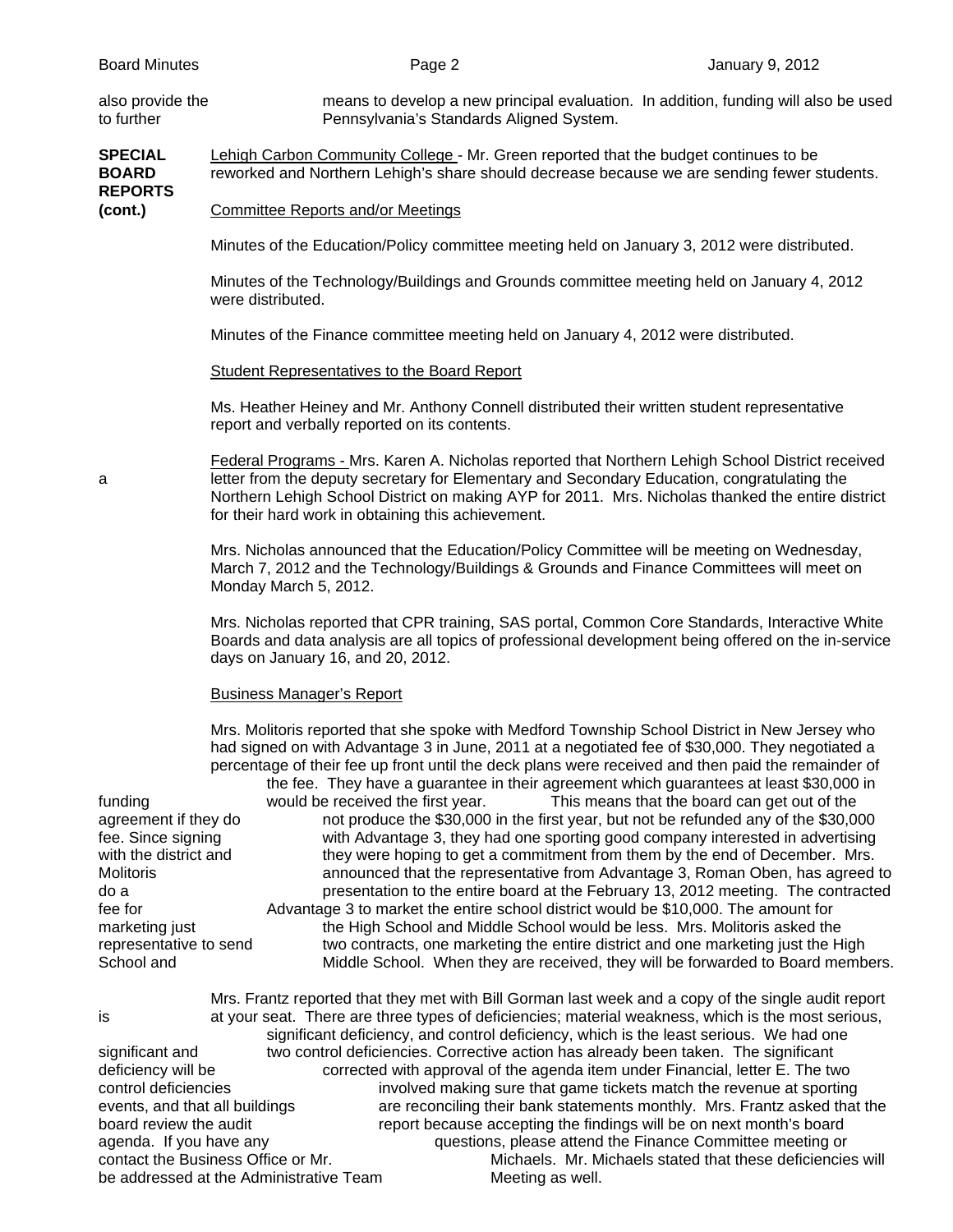also provide the means to develop a new principal evaluation. In addition, funding will also be used to further Pennsylvania's Standards Aligned System.

**SPECIAL BOARD REPORTS (cont.)**

Lehigh Carbon Community College - Mr. Green reported that the budget continues to be reworked and Northern Lehigh's share should decrease because we are sending fewer students.

Committee Reports and/or Meetings

Minutes of the Education/Policy committee meeting held on January 3, 2012 were distributed.

Minutes of the Technology/Buildings and Grounds committee meeting held on January 4, 2012 were distributed.

Minutes of the Finance committee meeting held on January 4, 2012 were distributed.

Student Representatives to the Board Report

Ms. Heather Heiney and Mr. Anthony Connell distributed their written student representative report and verbally reported on its contents.

Federal Programs - Mrs. Karen A. Nicholas reported that Northern Lehigh School District received a letter from the deputy secretary for Elementary and Secondary Education, congratulating the Northern Lehigh School District on making AYP for 2011. Mrs. Nicholas thanked the entire district for their hard work in obtaining this achievement.

Mrs. Nicholas announced that the Education/Policy Committee will be meeting on Wednesday, March 7, 2012 and the Technology/Buildings & Grounds and Finance Committees will meet on Monday March 5, 2012.

Mrs. Nicholas reported that CPR training, SAS portal, Common Core Standards, Interactive White Boards and data analysis are all topics of professional development being offered on the in-service days on January 16, and 20, 2012.

Business Manager's Report

Mrs. Molitoris reported that she spoke with Medford Township School District in New Jersey who had signed on with Advantage 3 in June, 2011 at a negotiated fee of $30,000. They negotiated a percentage of their fee up front until the deck plans were received and then paid the remainder of the fee. They have a guarantee in their agreement which guarantees at least $30,000 in funding would be received the first year. This means that the board can get out of the agreement if they do not produce the $30,000 in the first year, but not be refunded any of the $30,000 fee. Since signing with Advantage 3, they had one sporting good company interested in advertising with the district and they were hoping to get a commitment from them by the end of December. Mrs. Molitoris announced that the representative from Advantage 3, Roman Oben, has agreed to do a presentation to the entire board at the February 13, 2012 meeting. The contracted fee for Advantage 3 to market the entire school district would be $10,000. The amount for marketing just the High School and Middle School would be less. Mrs. Molitoris asked the representative to send two contracts, one marketing the entire district and one marketing just the High School and Middle School. When they are received, they will be forwarded to Board members.

Mrs. Frantz reported that they met with Bill Gorman last week and a copy of the single audit report is at your seat. There are three types of deficiencies; material weakness, which is the most serious, significant deficiency, and control deficiency, which is the least serious. We had one significant and two control deficiencies. Corrective action has already been taken. The significant deficiency will be corrected with approval of the agenda item under Financial, letter E. The two control deficiencies involved making sure that game tickets match the revenue at sporting events, and that all buildings are reconciling their bank statements monthly. Mrs. Frantz asked that the board review the audit report because accepting the findings will be on next month's board agenda. If you have any questions, please attend the Finance Committee meeting or contact the Business Office or Mr. Michaels. Mr. Michaels stated that these deficiencies will be addressed at the Administrative Team Meeting as well.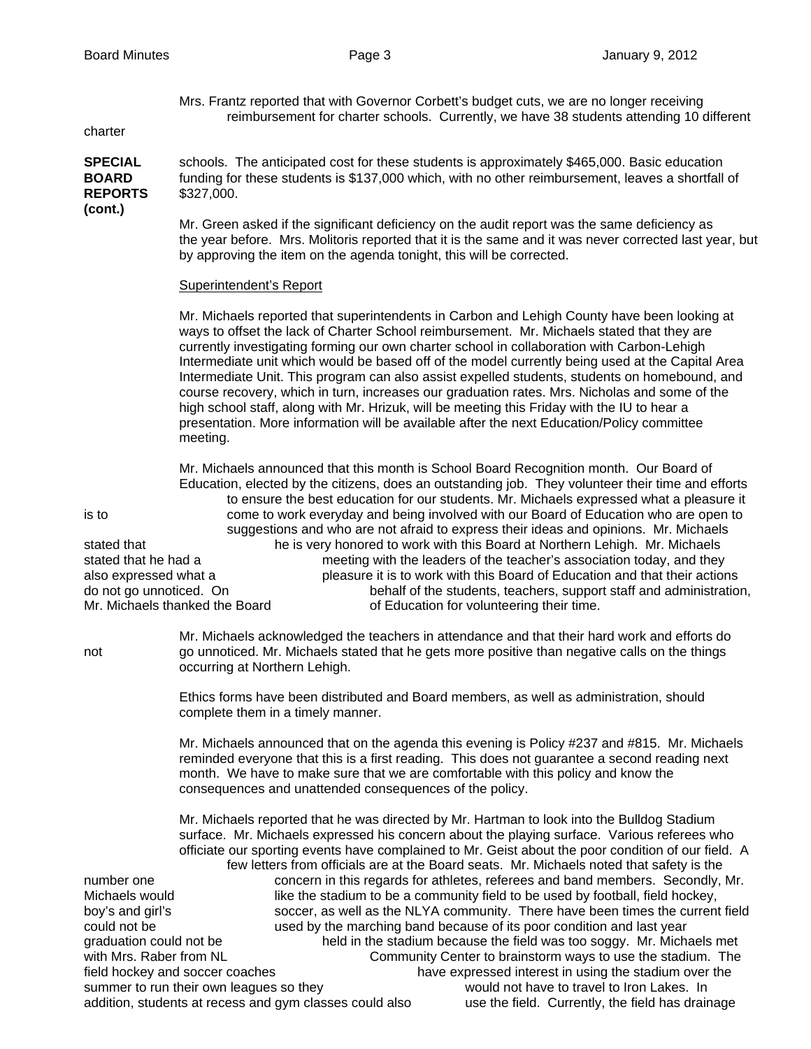Mrs. Frantz reported that with Governor Corbett's budget cuts, we are no longer receiving reimbursement for charter schools. Currently, we have 38 students attending 10 different charter schools. The anticipated cost for these students is approximately $465,000. Basic education funding for these students is $137,000 which, with no other reimbursement, leaves a shortfall of $327,000.

**SPECIAL BOARD REPORTS (cont.)**

Mr. Green asked if the significant deficiency on the audit report was the same deficiency as the year before. Mrs. Molitoris reported that it is the same and it was never corrected last year, but by approving the item on the agenda tonight, this will be corrected.

Superintendent's Report

Mr. Michaels reported that superintendents in Carbon and Lehigh County have been looking at ways to offset the lack of Charter School reimbursement. Mr. Michaels stated that they are currently investigating forming our own charter school in collaboration with Carbon-Lehigh Intermediate unit which would be based off of the model currently being used at the Capital Area Intermediate Unit. This program can also assist expelled students, students on homebound, and course recovery, which in turn, increases our graduation rates. Mrs. Nicholas and some of the high school staff, along with Mr. Hrizuk, will be meeting this Friday with the IU to hear a presentation. More information will be available after the next Education/Policy committee meeting.

Mr. Michaels announced that this month is School Board Recognition month. Our Board of Education, elected by the citizens, does an outstanding job. They volunteer their time and efforts to ensure the best education for our students. Mr. Michaels expressed what a pleasure it is to come to work everyday and being involved with our Board of Education who are open to suggestions and who are not afraid to express their ideas and opinions. Mr. Michaels stated that he is very honored to work with this Board at Northern Lehigh. Mr. Michaels stated that he had a meeting with the leaders of the teacher's association today, and they also expressed what a pleasure it is to work with this Board of Education and that their actions do not go unnoticed. On behalf of the students, teachers, support staff and administration, Mr. Michaels thanked the Board of Education for volunteering their time.

Mr. Michaels acknowledged the teachers in attendance and that their hard work and efforts do not go unnoticed. Mr. Michaels stated that he gets more positive than negative calls on the things occurring at Northern Lehigh.

Ethics forms have been distributed and Board members, as well as administration, should complete them in a timely manner.

Mr. Michaels announced that on the agenda this evening is Policy #237 and #815. Mr. Michaels reminded everyone that this is a first reading. This does not guarantee a second reading next month. We have to make sure that we are comfortable with this policy and know the consequences and unattended consequences of the policy.

Mr. Michaels reported that he was directed by Mr. Hartman to look into the Bulldog Stadium surface. Mr. Michaels expressed his concern about the playing surface. Various referees who officiate our sporting events have complained to Mr. Geist about the poor condition of our field. A few letters from officials are at the Board seats. Mr. Michaels noted that safety is the number one concern in this regards for athletes, referees and band members. Secondly, Mr. Michaels would like the stadium to be a community field to be used by football, field hockey, boy's and girl's soccer, as well as the NLYA community. There have been times the current field could not be used by the marching band because of its poor condition and last year graduation could not be held in the stadium because the field was too soggy. Mr. Michaels met with Mrs. Raber from NL Community Center to brainstorm ways to use the stadium. The field hockey and soccer coaches have expressed interest in using the stadium over the summer to run their own leagues so they would not have to travel to Iron Lakes. In addition, students at recess and gym classes could also use the field. Currently, the field has drainage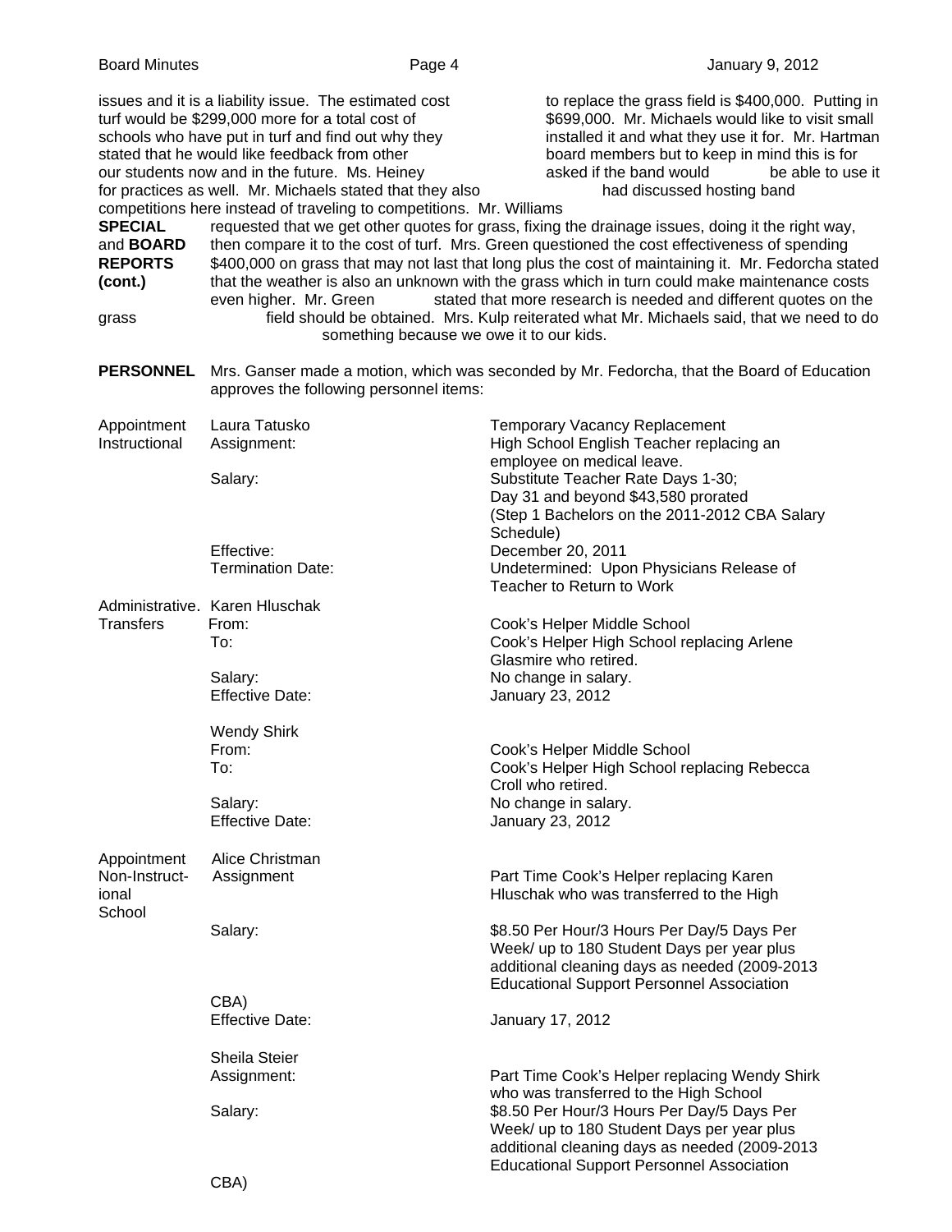issues and it is a liability issue. The estimated cost to replace the grass field is $400,000. Putting in turf would be $299,000 more for a total cost of $699,000. Mr. Michaels would like to visit small schools who have put in turf and find out why they installed it and what they use it for. Mr. Hartman stated that he would like feedback from other board members but to keep in mind this is for our students now and in the future. Ms. Heiney asked if the band would be able to use it for practices as well. Mr. Michaels stated that they also had discussed hosting band competitions here instead of traveling to competitions. Mr. Williams requested that we get other quotes for grass, fixing the drainage issues, doing it the right way, then compare it to the cost of turf. Mrs. Green questioned the cost effectiveness of spending $400,000 on grass that may not last that long plus the cost of maintaining it. Mr. Fedorcha stated that the weather is also an unknown with the grass which in turn could make maintenance costs even higher. Mr. Green stated that more research is needed and different quotes on the grass field should be obtained. Mrs. Kulp reiterated what Mr. Michaels said, that we need to do something because we owe it to our kids.

**SPECIAL and BOARD REPORTS (cont.)**

**PERSONNEL** Mrs. Ganser made a motion, which was seconded by Mr. Fedorcha, that the Board of Education approves the following personnel items:

| | | |
|---|---|---|
| Appointment Instructional | Laura Tatusko | Temporary Vacancy Replacement |
| | Assignment: | High School English Teacher replacing an employee on medical leave. |
| | Salary: | Substitute Teacher Rate Days 1-30; Day 31 and beyond $43,580 prorated (Step 1 Bachelors on the 2011-2012 CBA Salary Schedule) |
| | Effective: | December 20, 2011 |
| | Termination Date: | Undetermined: Upon Physicians Release of Teacher to Return to Work |
| Administrative. Transfers | Karen Hluschak | |
| | From: | Cook's Helper Middle School |
| | To: | Cook's Helper High School replacing Arlene Glasmire who retired. |
| | Salary: | No change in salary. |
| | Effective Date: | January 23, 2012 |
| | Wendy Shirk | |
| | From: | Cook's Helper Middle School |
| | To: | Cook's Helper High School replacing Rebecca Croll who retired. |
| | Salary: | No change in salary. |
| | Effective Date: | January 23, 2012 |
| Appointment Non-Instructional School | Alice Christman | |
| | Assignment | Part Time Cook's Helper replacing Karen Hluschak who was transferred to the High |
| | Salary: | $8.50 Per Hour/3 Hours Per Day/5 Days Per Week/ up to 180 Student Days per year plus additional cleaning days as needed (2009-2013 Educational Support Personnel Association CBA) |
| | Effective Date: | January 17, 2012 |
| | Sheila Steier | |
| | Assignment: | Part Time Cook's Helper replacing Wendy Shirk who was transferred to the High School |
| | Salary: | $8.50 Per Hour/3 Hours Per Day/5 Days Per Week/ up to 180 Student Days per year plus additional cleaning days as needed (2009-2013 Educational Support Personnel Association CBA) |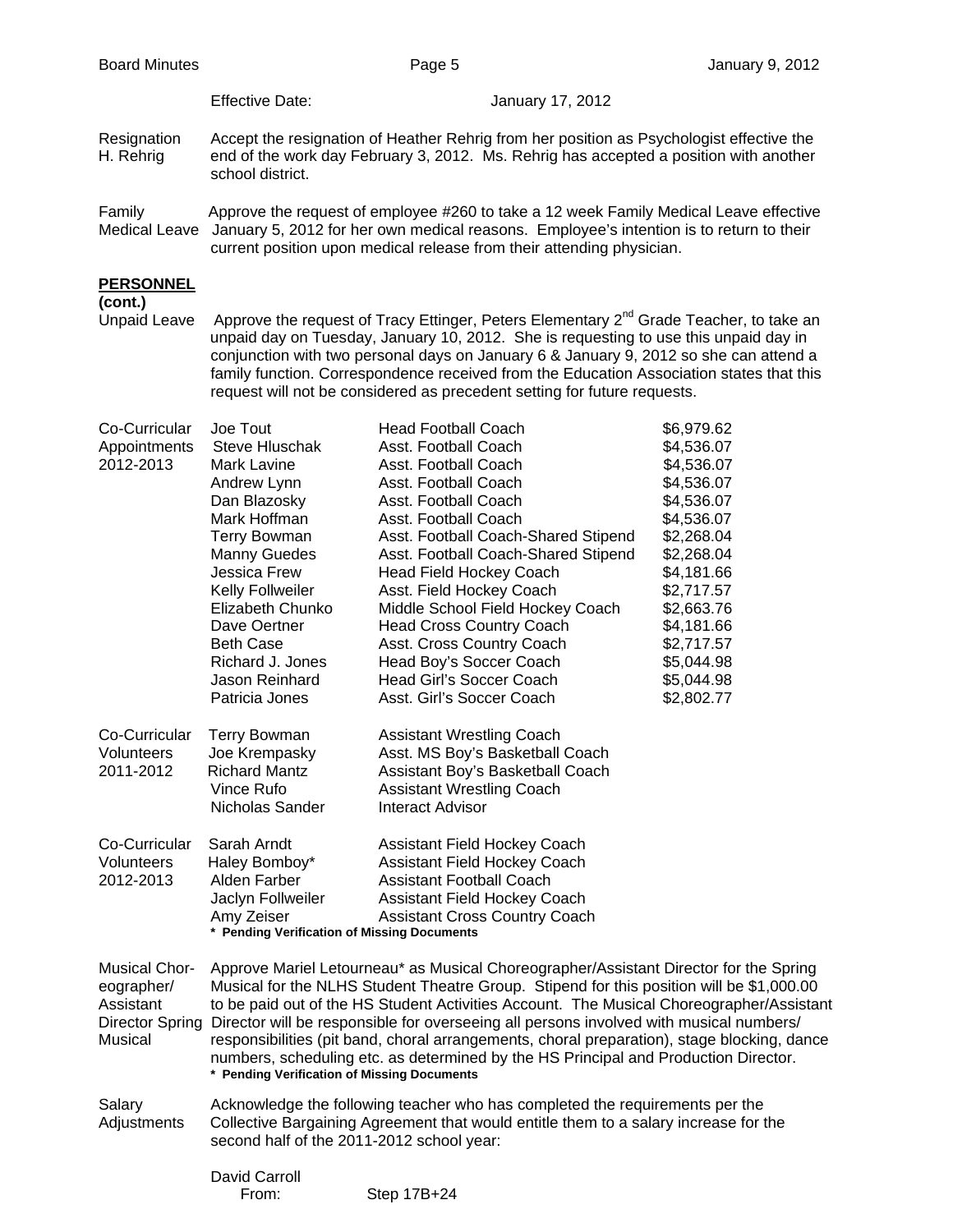Effective Date: January 17, 2012

**Resignation H. Rehrig** — Accept the resignation of Heather Rehrig from her position as Psychologist effective the end of the work day February 3, 2012. Ms. Rehrig has accepted a position with another school district.

**Family Medical Leave** — Approve the request of employee #260 to take a 12 week Family Medical Leave effective January 5, 2012 for her own medical reasons. Employee's intention is to return to their current position upon medical release from their attending physician.

## PERSONNEL (cont.)

**Unpaid Leave** — Approve the request of Tracy Ettinger, Peters Elementary 2nd Grade Teacher, to take an unpaid day on Tuesday, January 10, 2012. She is requesting to use this unpaid day in conjunction with two personal days on January 6 & January 9, 2012 so she can attend a family function. Correspondence received from the Education Association states that this request will not be considered as precedent setting for future requests.

**Co-Curricular Appointments 2012-2013**

| Name | Position | Stipend |
|---|---|---|
| Joe Tout | Head Football Coach | $6,979.62 |
| Steve Hluschak | Asst. Football Coach | $4,536.07 |
| Mark Lavine | Asst. Football Coach | $4,536.07 |
| Andrew Lynn | Asst. Football Coach | $4,536.07 |
| Dan Blazosky | Asst. Football Coach | $4,536.07 |
| Mark Hoffman | Asst. Football Coach | $4,536.07 |
| Terry Bowman | Asst. Football Coach-Shared Stipend | $2,268.04 |
| Manny Guedes | Asst. Football Coach-Shared Stipend | $2,268.04 |
| Jessica Frew | Head Field Hockey Coach | $4,181.66 |
| Kelly Follweiler | Asst. Field Hockey Coach | $2,717.57 |
| Elizabeth Chunko | Middle School Field Hockey Coach | $2,663.76 |
| Dave Oertner | Head Cross Country Coach | $4,181.66 |
| Beth Case | Asst. Cross Country Coach | $2,717.57 |
| Richard J. Jones | Head Boy's Soccer Coach | $5,044.98 |
| Jason Reinhard | Head Girl's Soccer Coach | $5,044.98 |
| Patricia Jones | Asst. Girl's Soccer Coach | $2,802.77 |

**Co-Curricular Volunteers 2011-2012**

| Name | Position |
|---|---|
| Terry Bowman | Assistant Wrestling Coach |
| Joe Krempasky | Asst. MS Boy's Basketball Coach |
| Richard Mantz | Assistant Boy's Basketball Coach |
| Vince Rufo | Assistant Wrestling Coach |
| Nicholas Sander | Interact Advisor |

**Co-Curricular Volunteers 2012-2013**

| Name | Position |
|---|---|
| Sarah Arndt | Assistant Field Hockey Coach |
| Haley Bomboy* | Assistant Field Hockey Coach |
| Alden Farber | Assistant Football Coach |
| Jaclyn Follweiler | Assistant Field Hockey Coach |
| Amy Zeiser | Assistant Cross Country Coach |

**\* Pending Verification of Missing Documents**

**Musical Choreographer/ Assistant Director Spring Musical** — Approve Mariel Letourneau* as Musical Choreographer/Assistant Director for the Spring Musical for the NLHS Student Theatre Group. Stipend for this position will be $1,000.00 to be paid out of the HS Student Activities Account. The Musical Choreographer/Assistant Director will be responsible for overseeing all persons involved with musical numbers/ responsibilities (pit band, choral arrangements, choral preparation), stage blocking, dance numbers, scheduling etc. as determined by the HS Principal and Production Director.

**\* Pending Verification of Missing Documents**

**Salary Adjustments** — Acknowledge the following teacher who has completed the requirements per the Collective Bargaining Agreement that would entitle them to a salary increase for the second half of the 2011-2012 school year:

David Carroll
From: Step 17B+24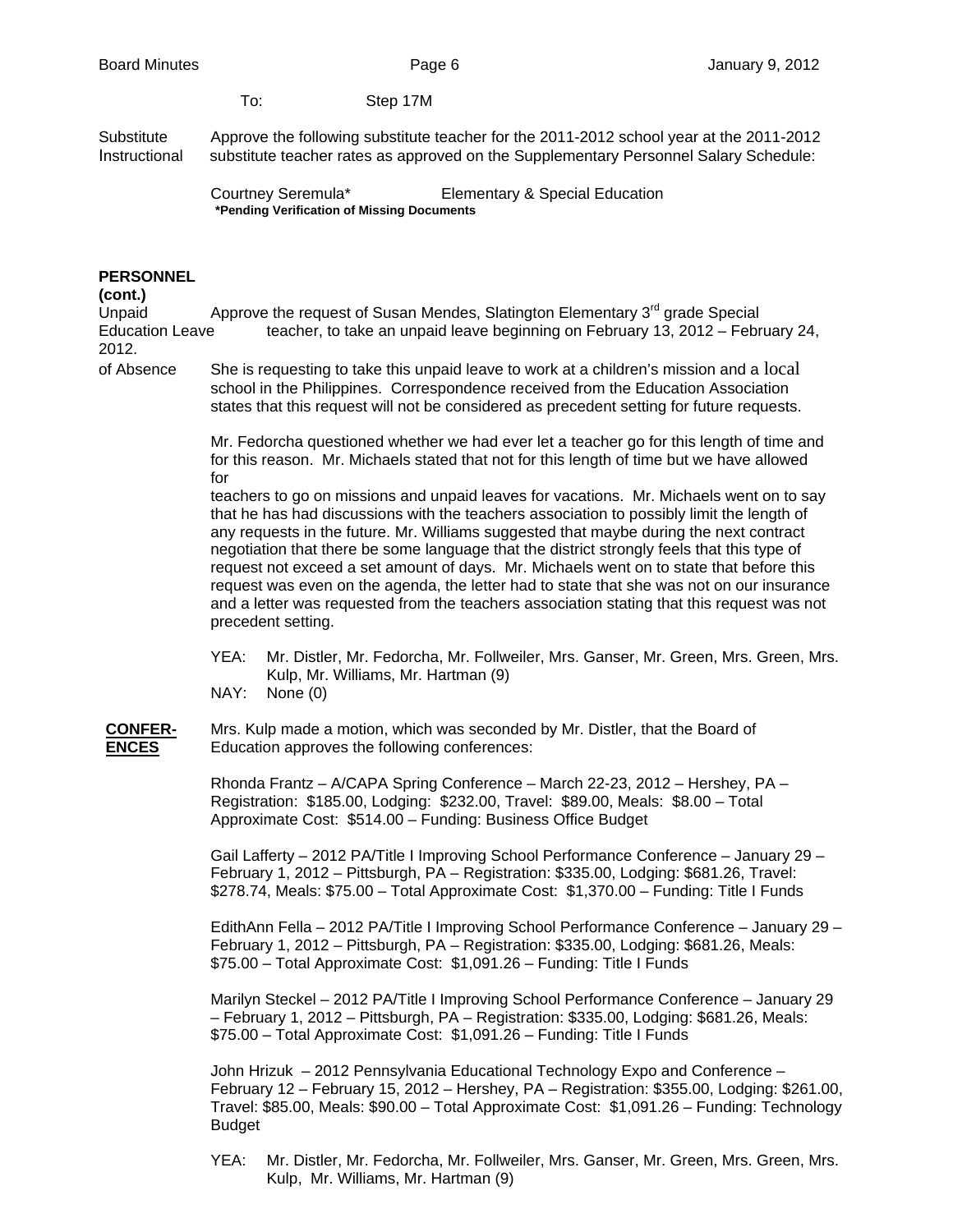To: Step 17M

Substitute Instructional — Approve the following substitute teacher for the 2011-2012 school year at the 2011-2012 substitute teacher rates as approved on the Supplementary Personnel Salary Schedule:

Courtney Seremula* — Elementary & Special Education

**\*Pending Verification of Missing Documents**

**PERSONNEL (cont.)**

Unpaid Education Leave of Absence — Approve the request of Susan Mendes, Slatington Elementary 3rd grade Special Education teacher, to take an unpaid leave beginning on February 13, 2012 – February 24, 2012. She is requesting to take this unpaid leave to work at a children's mission and a local school in the Philippines. Correspondence received from the Education Association states that this request will not be considered as precedent setting for future requests.

Mr. Fedorcha questioned whether we had ever let a teacher go for this length of time and for this reason. Mr. Michaels stated that not for this length of time but we have allowed for teachers to go on missions and unpaid leaves for vacations. Mr. Michaels went on to say that he has had discussions with the teachers association to possibly limit the length of any requests in the future. Mr. Williams suggested that maybe during the next contract negotiation that there be some language that the district strongly feels that this type of request not exceed a set amount of days. Mr. Michaels went on to state that before this request was even on the agenda, the letter had to state that she was not on our insurance and a letter was requested from the teachers association stating that this request was not precedent setting.

YEA: Mr. Distler, Mr. Fedorcha, Mr. Follweiler, Mrs. Ganser, Mr. Green, Mrs. Green, Mrs. Kulp, Mr. Williams, Mr. Hartman (9)
NAY: None (0)

**CONFERENCES**

Mrs. Kulp made a motion, which was seconded by Mr. Distler, that the Board of Education approves the following conferences:

Rhonda Frantz – A/CAPA Spring Conference – March 22-23, 2012 – Hershey, PA – Registration: $185.00, Lodging: $232.00, Travel: $89.00, Meals: $8.00 – Total Approximate Cost: $514.00 – Funding: Business Office Budget

Gail Lafferty – 2012 PA/Title I Improving School Performance Conference – January 29 – February 1, 2012 – Pittsburgh, PA – Registration: $335.00, Lodging: $681.26, Travel: $278.74, Meals: $75.00 – Total Approximate Cost: $1,370.00 – Funding: Title I Funds

EdithAnn Fella – 2012 PA/Title I Improving School Performance Conference – January 29 – February 1, 2012 – Pittsburgh, PA – Registration: $335.00, Lodging: $681.26, Meals: $75.00 – Total Approximate Cost: $1,091.26 – Funding: Title I Funds

Marilyn Steckel – 2012 PA/Title I Improving School Performance Conference – January 29 – February 1, 2012 – Pittsburgh, PA – Registration: $335.00, Lodging: $681.26, Meals: $75.00 – Total Approximate Cost: $1,091.26 – Funding: Title I Funds

John Hrizuk – 2012 Pennsylvania Educational Technology Expo and Conference – February 12 – February 15, 2012 – Hershey, PA – Registration: $355.00, Lodging: $261.00, Travel: $85.00, Meals: $90.00 – Total Approximate Cost: $1,091.26 – Funding: Technology Budget

YEA: Mr. Distler, Mr. Fedorcha, Mr. Follweiler, Mrs. Ganser, Mr. Green, Mrs. Green, Mrs. Kulp, Mr. Williams, Mr. Hartman (9)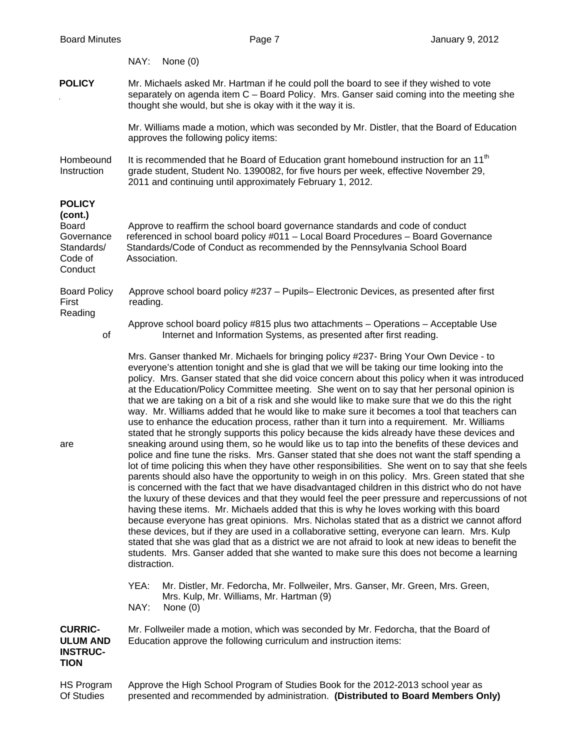NAY: None (0)

**POLICY**

Mr. Michaels asked Mr. Hartman if he could poll the board to see if they wished to vote separately on agenda item C – Board Policy. Mrs. Ganser said coming into the meeting she thought she would, but she is okay with it the way it is.

Mr. Williams made a motion, which was seconded by Mr. Distler, that the Board of Education approves the following policy items:

Hombeound Instruction

It is recommended that he Board of Education grant homebound instruction for an 11th grade student, Student No. 1390082, for five hours per week, effective November 29, 2011 and continuing until approximately February 1, 2012.

**POLICY (cont.)**

Board Governance Standards/ Code of Conduct

Approve to reaffirm the school board governance standards and code of conduct referenced in school board policy #011 – Local Board Procedures – Board Governance Standards/Code of Conduct as recommended by the Pennsylvania School Board Association.

Board Policy First Reading

Approve school board policy #237 – Pupils– Electronic Devices, as presented after first reading.

Approve school board policy #815 plus two attachments – Operations – Acceptable Use of Internet and Information Systems, as presented after first reading.

Mrs. Ganser thanked Mr. Michaels for bringing policy #237- Bring Your Own Device - to everyone's attention tonight and she is glad that we will be taking our time looking into the policy. Mrs. Ganser stated that she did voice concern about this policy when it was introduced at the Education/Policy Committee meeting. She went on to say that her personal opinion is that we are taking on a bit of a risk and she would like to make sure that we do this the right way. Mr. Williams added that he would like to make sure it becomes a tool that teachers can use to enhance the education process, rather than it turn into a requirement. Mr. Williams stated that he strongly supports this policy because the kids already have these devices and are sneaking around using them, so he would like us to tap into the benefits of these devices and police and fine tune the risks. Mrs. Ganser stated that she does not want the staff spending a lot of time policing this when they have other responsibilities. She went on to say that she feels parents should also have the opportunity to weigh in on this policy. Mrs. Green stated that she is concerned with the fact that we have disadvantaged children in this district who do not have the luxury of these devices and that they would feel the peer pressure and repercussions of not having these items. Mr. Michaels added that this is why he loves working with this board because everyone has great opinions. Mrs. Nicholas stated that as a district we cannot afford these devices, but if they are used in a collaborative setting, everyone can learn. Mrs. Kulp stated that she was glad that as a district we are not afraid to look at new ideas to benefit the students. Mrs. Ganser added that she wanted to make sure this does not become a learning distraction.

YEA: Mr. Distler, Mr. Fedorcha, Mr. Follweiler, Mrs. Ganser, Mr. Green, Mrs. Green, Mrs. Kulp, Mr. Williams, Mr. Hartman (9)
NAY: None (0)

**CURRICULUM AND INSTRUCTION**

Mr. Follweiler made a motion, which was seconded by Mr. Fedorcha, that the Board of Education approve the following curriculum and instruction items:

HS Program Of Studies

Approve the High School Program of Studies Book for the 2012-2013 school year as presented and recommended by administration. **(Distributed to Board Members Only)**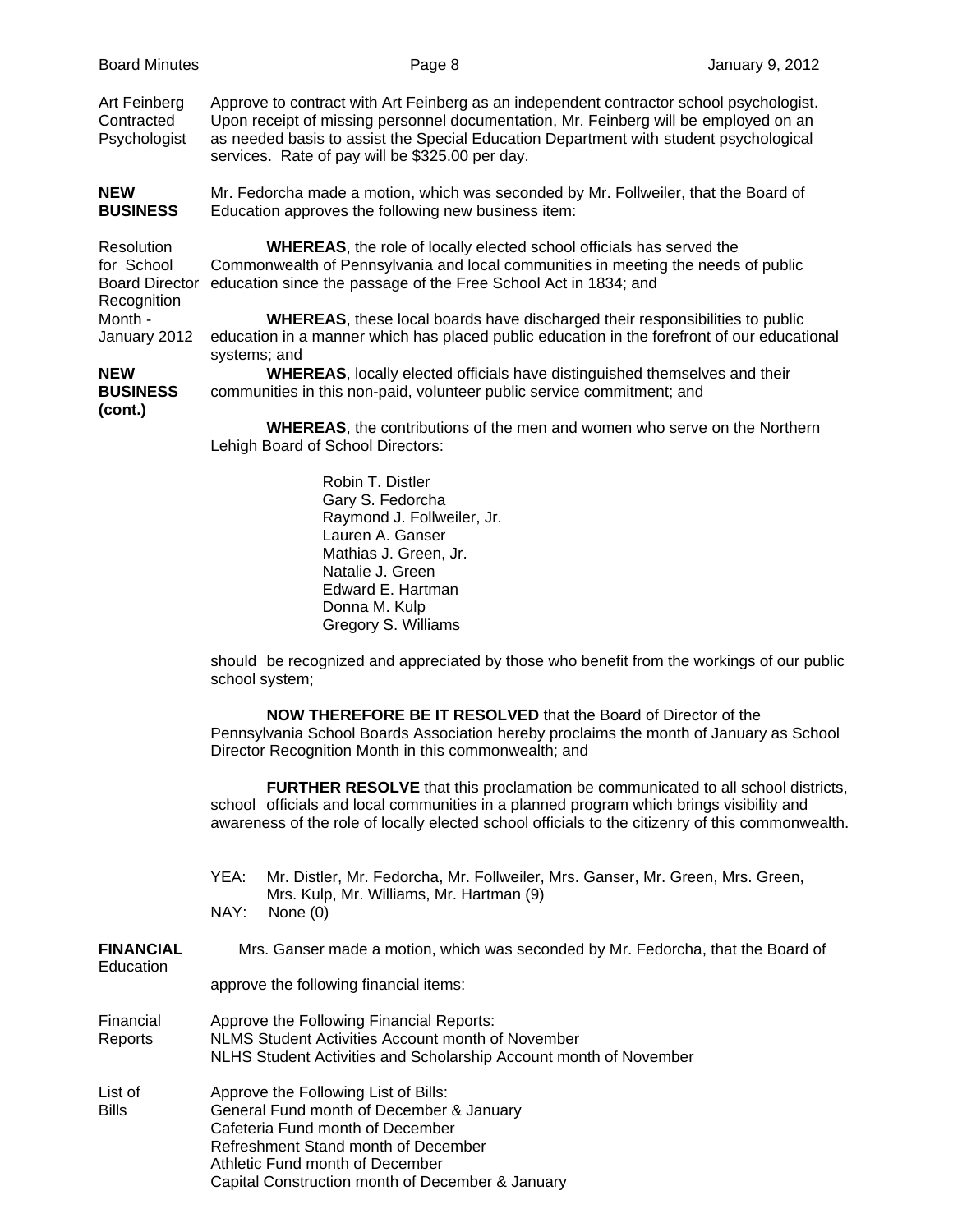**Art Feinberg Contracted Psychologist** Approve to contract with Art Feinberg as an independent contractor school psychologist. Upon receipt of missing personnel documentation, Mr. Feinberg will be employed on an as needed basis to assist the Special Education Department with student psychological services. Rate of pay will be $325.00 per day.

**NEW BUSINESS**

Mr. Fedorcha made a motion, which was seconded by Mr. Follweiler, that the Board of Education approves the following new business item:

**Resolution for School Board Director Recognition Month - January 2012**

**WHEREAS**, the role of locally elected school officials has served the Commonwealth of Pennsylvania and local communities in meeting the needs of public education since the passage of the Free School Act in 1834; and

**WHEREAS**, these local boards have discharged their responsibilities to public education in a manner which has placed public education in the forefront of our educational systems; and

**NEW BUSINESS (cont.)**

**WHEREAS**, locally elected officials have distinguished themselves and their communities in this non-paid, volunteer public service commitment; and

**WHEREAS**, the contributions of the men and women who serve on the Northern Lehigh Board of School Directors:

Robin T. Distler
Gary S. Fedorcha
Raymond J. Follweiler, Jr.
Lauren A. Ganser
Mathias J. Green, Jr.
Natalie J. Green
Edward E. Hartman
Donna M. Kulp
Gregory S. Williams

should be recognized and appreciated by those who benefit from the workings of our public school system;

**NOW THEREFORE BE IT RESOLVED** that the Board of Director of the Pennsylvania School Boards Association hereby proclaims the month of January as School Director Recognition Month in this commonwealth; and

**FURTHER RESOLVE** that this proclamation be communicated to all school districts, school officials and local communities in a planned program which brings visibility and awareness of the role of locally elected school officials to the citizenry of this commonwealth.

YEA: Mr. Distler, Mr. Fedorcha, Mr. Follweiler, Mrs. Ganser, Mr. Green, Mrs. Green, Mrs. Kulp, Mr. Williams, Mr. Hartman (9)
NAY: None (0)

**FINANCIAL**

Mrs. Ganser made a motion, which was seconded by Mr. Fedorcha, that the Board of Education approve the following financial items:

**Financial Reports**

Approve the Following Financial Reports:
NLMS Student Activities Account month of November
NLHS Student Activities and Scholarship Account month of November

**List of Bills**

Approve the Following List of Bills:
General Fund month of December & January
Cafeteria Fund month of December
Refreshment Stand month of December
Athletic Fund month of December
Capital Construction month of December & January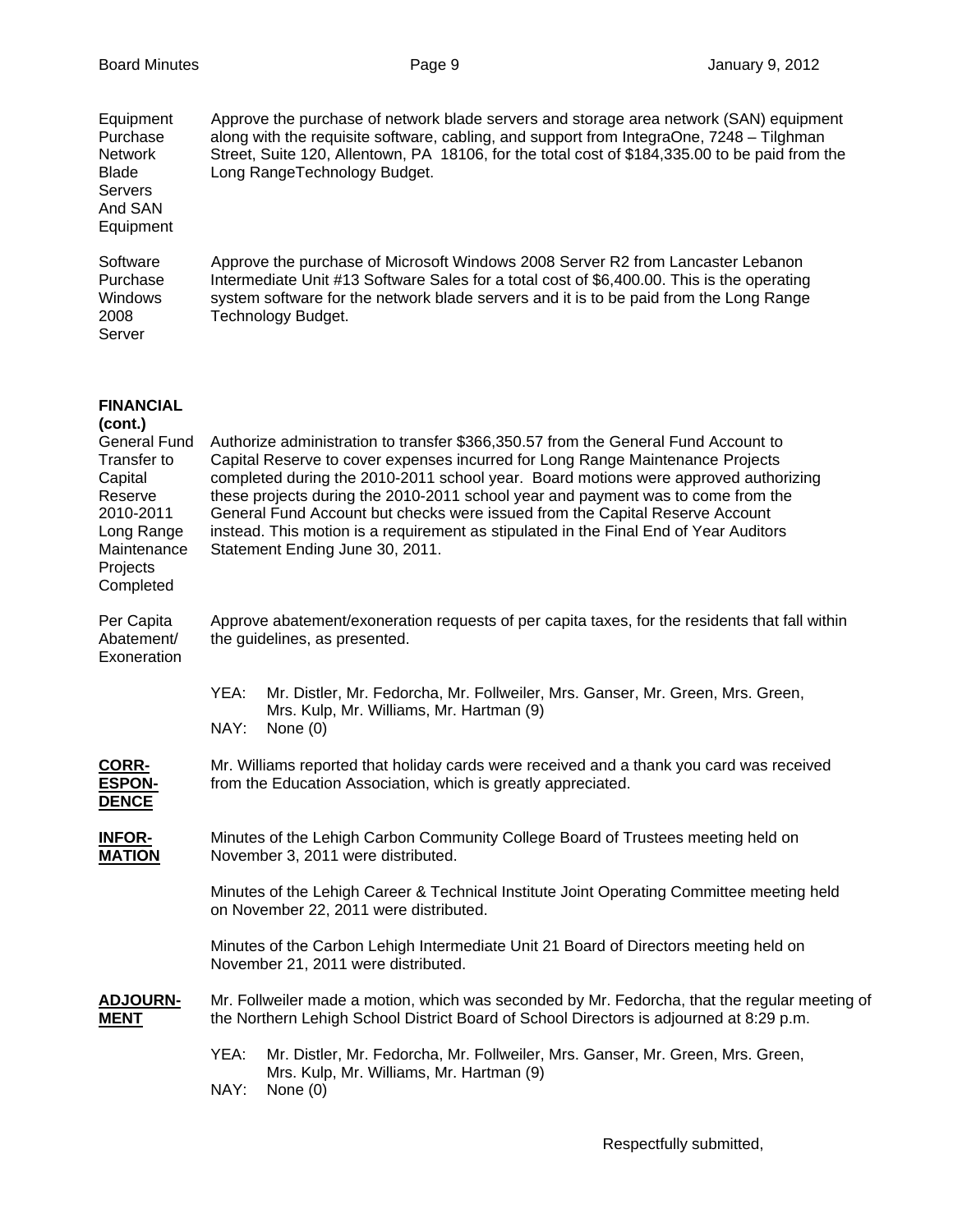**Equipment Purchase Network Blade Servers And SAN Equipment**

Approve the purchase of network blade servers and storage area network (SAN) equipment along with the requisite software, cabling, and support from IntegraOne, 7248 – Tilghman Street, Suite 120, Allentown, PA 18106, for the total cost of $184,335.00 to be paid from the Long RangeTechnology Budget.

**Software Purchase Windows 2008 Server**

Approve the purchase of Microsoft Windows 2008 Server R2 from Lancaster Lebanon Intermediate Unit #13 Software Sales for a total cost of $6,400.00. This is the operating system software for the network blade servers and it is to be paid from the Long Range Technology Budget.

**FINANCIAL (cont.)**

**General Fund Transfer to Capital Reserve 2010-2011 Long Range Maintenance Projects Completed**

Authorize administration to transfer $366,350.57 from the General Fund Account to Capital Reserve to cover expenses incurred for Long Range Maintenance Projects completed during the 2010-2011 school year. Board motions were approved authorizing these projects during the 2010-2011 school year and payment was to come from the General Fund Account but checks were issued from the Capital Reserve Account instead. This motion is a requirement as stipulated in the Final End of Year Auditors Statement Ending June 30, 2011.

**Per Capita Abatement/ Exoneration**

Approve abatement/exoneration requests of per capita taxes, for the residents that fall within the guidelines, as presented.

YEA: Mr. Distler, Mr. Fedorcha, Mr. Follweiler, Mrs. Ganser, Mr. Green, Mrs. Green, Mrs. Kulp, Mr. Williams, Mr. Hartman (9)
NAY: None (0)

**<u>CORR-ESPON-DENCE</u>**

Mr. Williams reported that holiday cards were received and a thank you card was received from the Education Association, which is greatly appreciated.

**<u>INFOR-MATION</u>**

Minutes of the Lehigh Carbon Community College Board of Trustees meeting held on November 3, 2011 were distributed.

Minutes of the Lehigh Career & Technical Institute Joint Operating Committee meeting held on November 22, 2011 were distributed.

Minutes of the Carbon Lehigh Intermediate Unit 21 Board of Directors meeting held on November 21, 2011 were distributed.

**<u>ADJOURN-MENT</u>**

Mr. Follweiler made a motion, which was seconded by Mr. Fedorcha, that the regular meeting of the Northern Lehigh School District Board of School Directors is adjourned at 8:29 p.m.

YEA: Mr. Distler, Mr. Fedorcha, Mr. Follweiler, Mrs. Ganser, Mr. Green, Mrs. Green, Mrs. Kulp, Mr. Williams, Mr. Hartman (9)
NAY: None (0)

Respectfully submitted,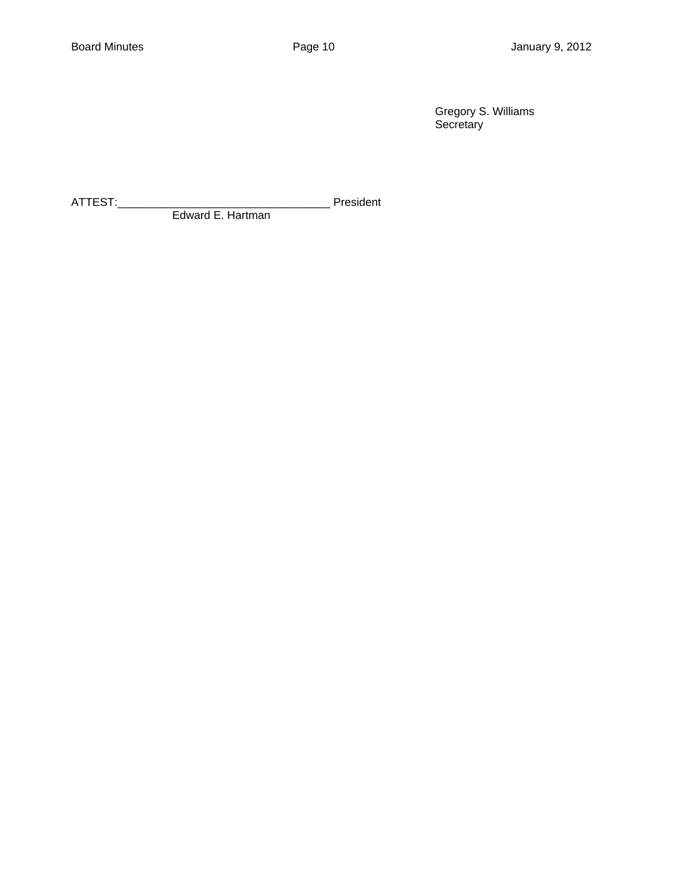Gregory S. Williams
Secretary

ATTEST:__________________________________ President
Edward E. Hartman